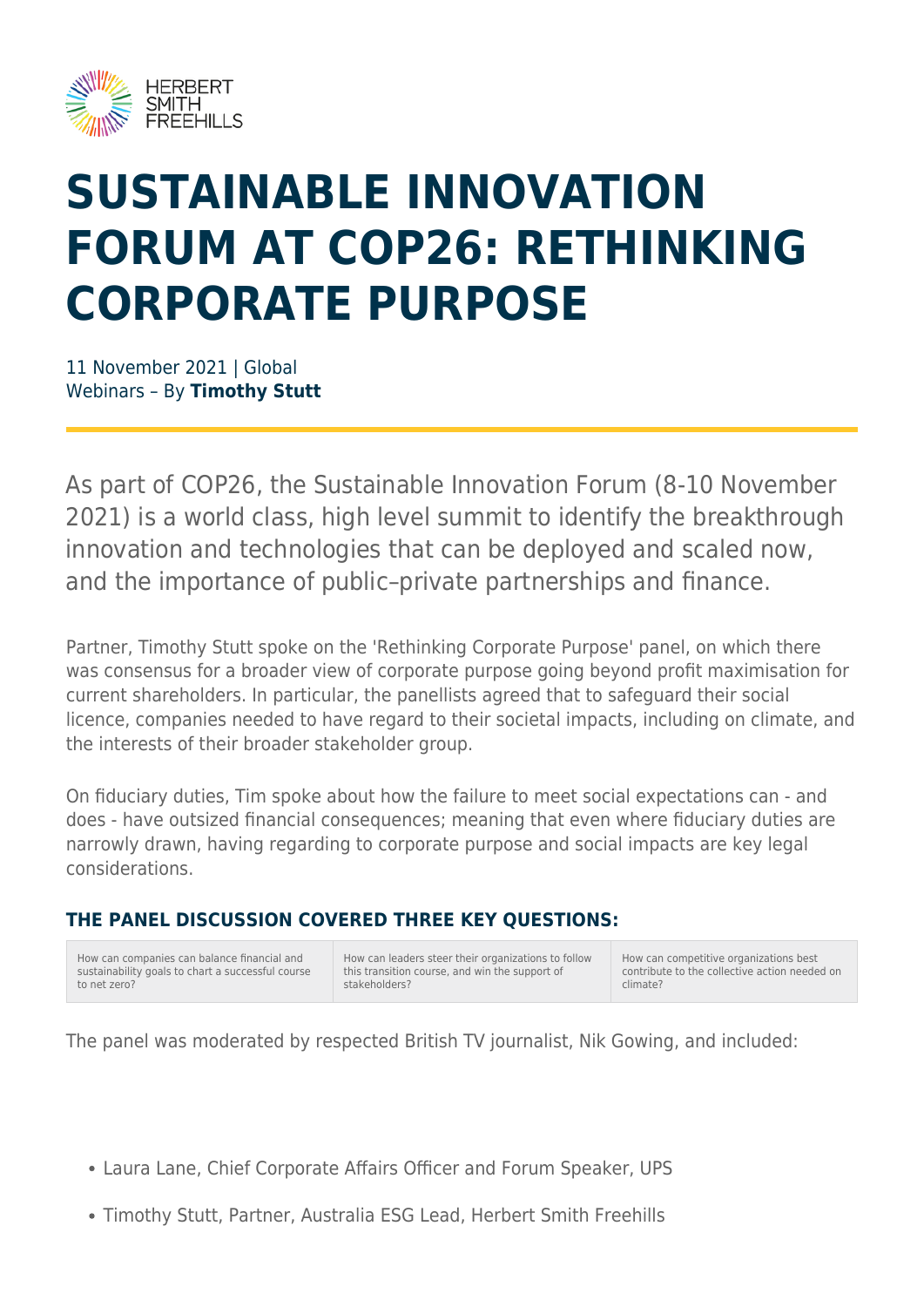# SUSTAINABLE INNOVATION FORUM AT COP26: RETHINKING CORPORATE PURPOSE

11 November 2021 | Global
Webinars – By **Timothy Stutt**

As part of COP26, the Sustainable Innovation Forum (8-10 November 2021) is a world class, high level summit to identify the breakthrough innovation and technologies that can be deployed and scaled now, and the importance of public–private partnerships and finance.

Partner, Timothy Stutt spoke on the 'Rethinking Corporate Purpose' panel, on which there was consensus for a broader view of corporate purpose going beyond profit maximisation for current shareholders. In particular, the panellists agreed that to safeguard their social licence, companies needed to have regard to their societal impacts, including on climate, and the interests of their broader stakeholder group.

On fiduciary duties, Tim spoke about how the failure to meet social expectations can - and does - have outsized financial consequences; meaning that even where fiduciary duties are narrowly drawn, having regarding to corporate purpose and social impacts are key legal considerations.

### THE PANEL DISCUSSION COVERED THREE KEY QUESTIONS:

| How can companies can balance financial and sustainability goals to chart a successful course to net zero? | How can leaders steer their organizations to follow this transition course, and win the support of stakeholders? | How can competitive organizations best contribute to the collective action needed on climate? |
|---|---|---|

The panel was moderated by respected British TV journalist, Nik Gowing, and included:

- Laura Lane, Chief Corporate Affairs Officer and Forum Speaker, UPS
- Timothy Stutt, Partner, Australia ESG Lead, Herbert Smith Freehills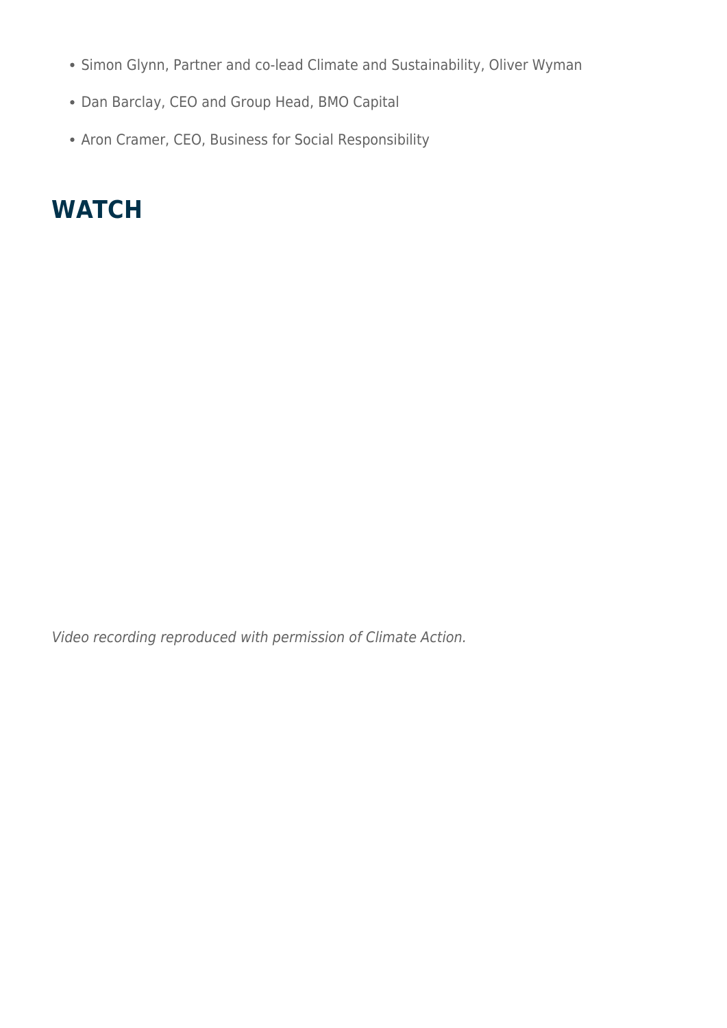- Simon Glynn, Partner and co-lead Climate and Sustainability, Oliver Wyman
- Dan Barclay, CEO and Group Head, BMO Capital
- Aron Cramer, CEO, Business for Social Responsibility

## WATCH

*Video recording reproduced with permission of Climate Action.*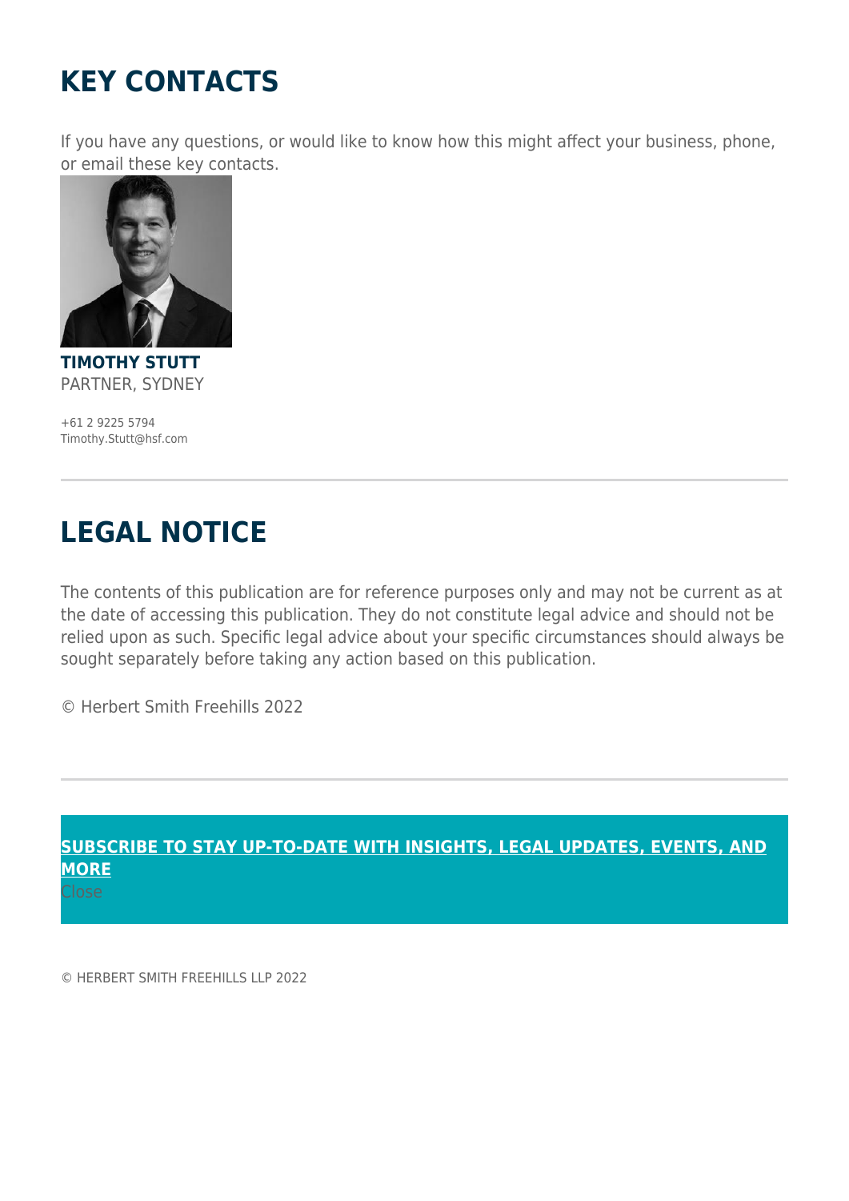# KEY CONTACTS

If you have any questions, or would like to know how this might affect your business, phone, or email these key contacts.

**TIMOTHY STUTT**
PARTNER, SYDNEY

+61 2 9225 5794
Timothy.Stutt@hsf.com

# LEGAL NOTICE

The contents of this publication are for reference purposes only and may not be current as at the date of accessing this publication. They do not constitute legal advice and should not be relied upon as such. Specific legal advice about your specific circumstances should always be sought separately before taking any action based on this publication.

© Herbert Smith Freehills 2022

**SUBSCRIBE TO STAY UP-TO-DATE WITH INSIGHTS, LEGAL UPDATES, EVENTS, AND MORE**
Close

© HERBERT SMITH FREEHILLS LLP 2022